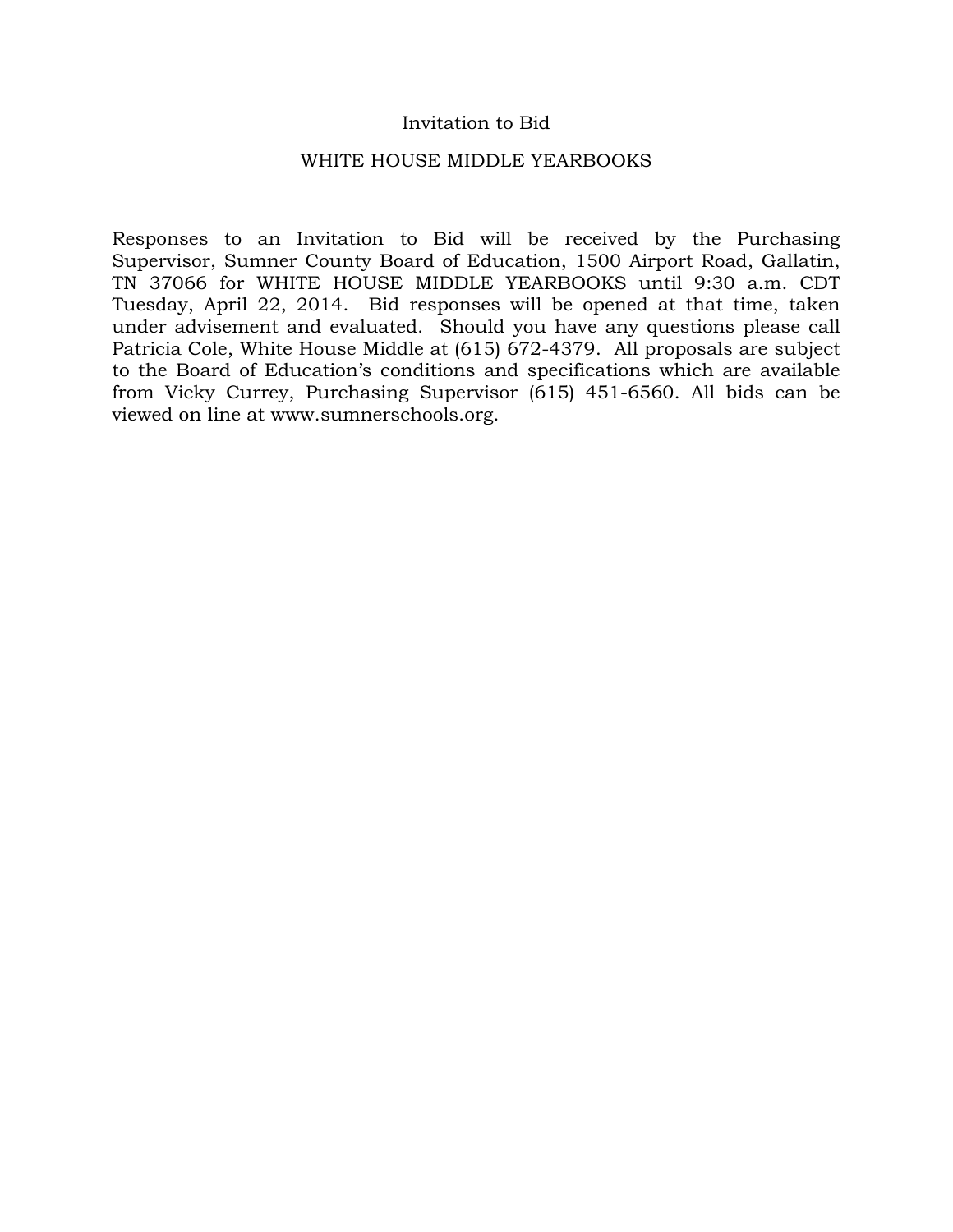# Invitation to Bid

## WHITE HOUSE MIDDLE YEARBOOKS

Responses to an Invitation to Bid will be received by the Purchasing Supervisor, Sumner County Board of Education, 1500 Airport Road, Gallatin, TN 37066 for WHITE HOUSE MIDDLE YEARBOOKS until 9:30 a.m. CDT Tuesday, April 22, 2014. Bid responses will be opened at that time, taken under advisement and evaluated. Should you have any questions please call Patricia Cole, White House Middle at (615) 672-4379. All proposals are subject to the Board of Education's conditions and specifications which are available from Vicky Currey, Purchasing Supervisor (615) 451-6560. All bids can be viewed on line at www.sumnerschools.org.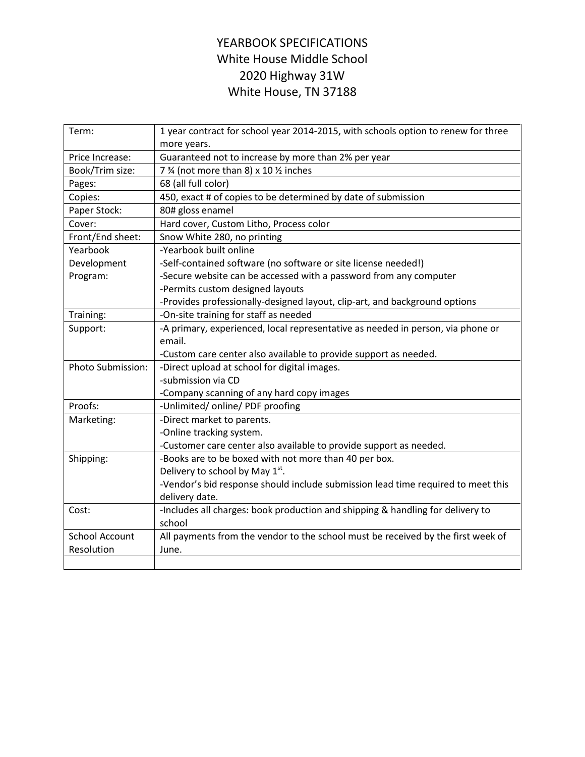# YEARBOOK SPECIFICATIONS

White House Middle School
2020 Highway 31W
White House, TN 37188

| | |
|---|---|
| Term: | 1 year contract for school year 2014-2015, with schools option to renew for three more years. |
| Price Increase: | Guaranteed not to increase by more than 2% per year |
| Book/Trim size: | 7 ¾ (not more than 8) x 10 ½ inches |
| Pages: | 68 (all full color) |
| Copies: | 450, exact # of copies to be determined by date of submission |
| Paper Stock: | 80# gloss enamel |
| Cover: | Hard cover, Custom Litho, Process color |
| Front/End sheet: | Snow White 280, no printing |
| Yearbook Development Program: | -Yearbook built online<br>-Self-contained software (no software or site license needed!)<br>-Secure website can be accessed with a password from any computer<br>-Permits custom designed layouts<br>-Provides professionally-designed layout, clip-art, and background options |
| Training: | -On-site training for staff as needed |
| Support: | -A primary, experienced, local representative as needed in person, via phone or email.<br>-Custom care center also available to provide support as needed. |
| Photo Submission: | -Direct upload at school for digital images.<br>-submission via CD<br>-Company scanning of any hard copy images |
| Proofs: | -Unlimited/ online/ PDF proofing |
| Marketing: | -Direct market to parents.<br>-Online tracking system.<br>-Customer care center also available to provide support as needed. |
| Shipping: | -Books are to be boxed with not more than 40 per box.<br>Delivery to school by May 1st.<br>-Vendor's bid response should include submission lead time required to meet this delivery date. |
| Cost: | -Includes all charges: book production and shipping & handling for delivery to school |
| School Account Resolution | All payments from the vendor to the school must be received by the first week of June. |
| | |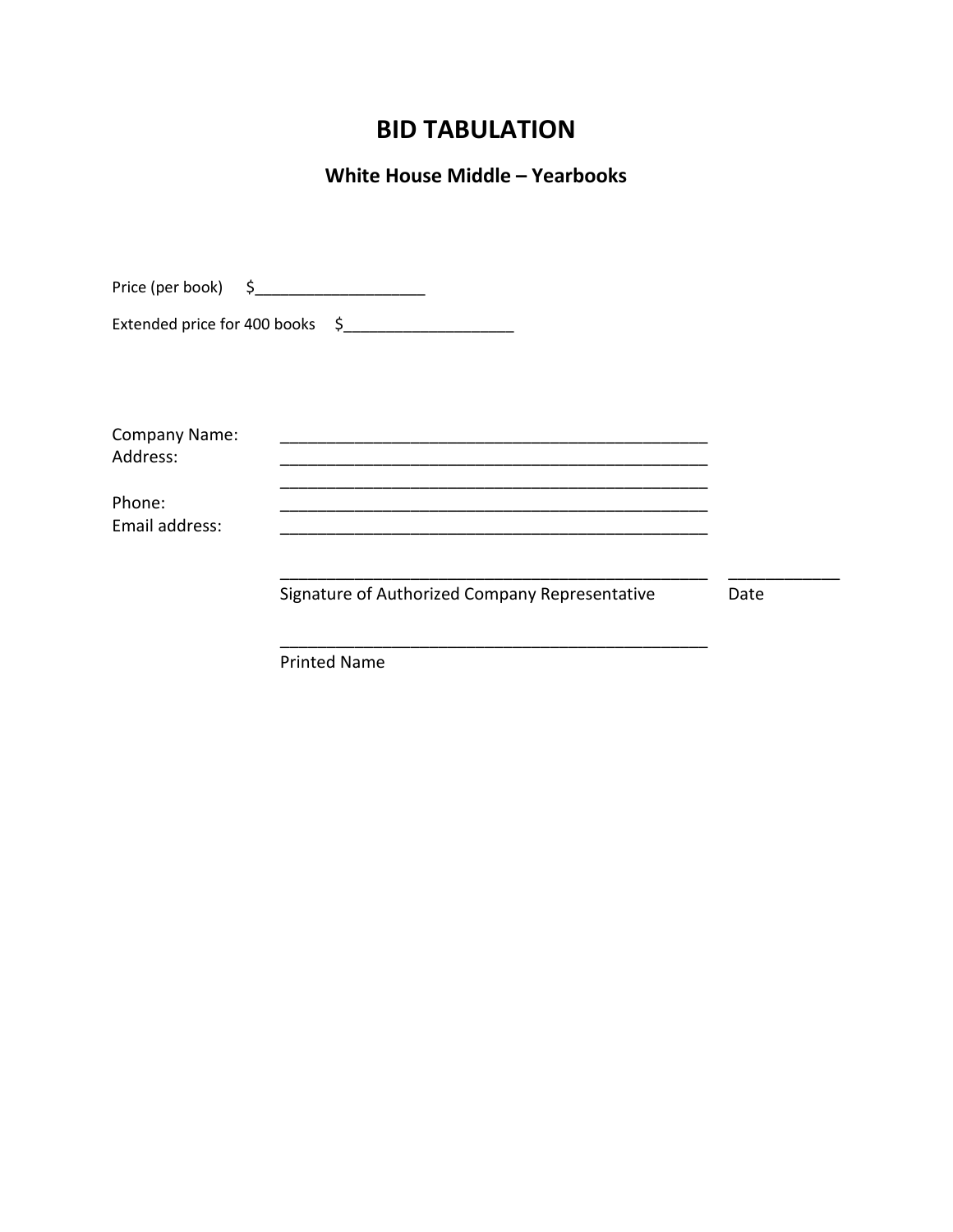# BID TABULATION

## White House Middle – Yearbooks

Price (per book) $____________________

Extended price for 400 books $____________________

Company Name: ________________________________________________

Address: ________________________________________________

________________________________________________

Phone: ________________________________________________

Email address: ________________________________________________

________________________________________________ ____________

Signature of Authorized Company Representative Date

________________________________________________

Printed Name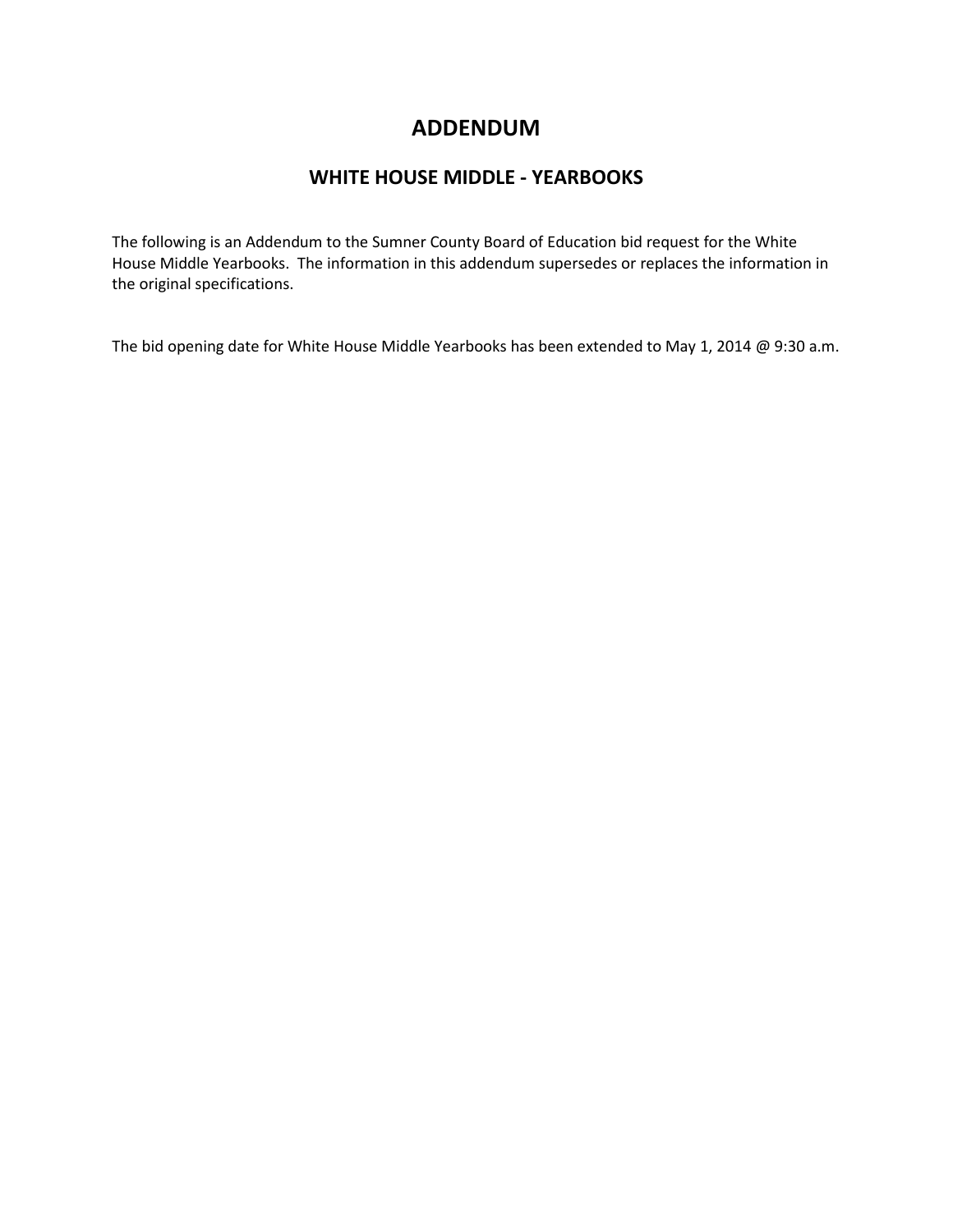# ADDENDUM

## WHITE HOUSE MIDDLE - YEARBOOKS

The following is an Addendum to the Sumner County Board of Education bid request for the White House Middle Yearbooks. The information in this addendum supersedes or replaces the information in the original specifications.

The bid opening date for White House Middle Yearbooks has been extended to May 1, 2014 @ 9:30 a.m.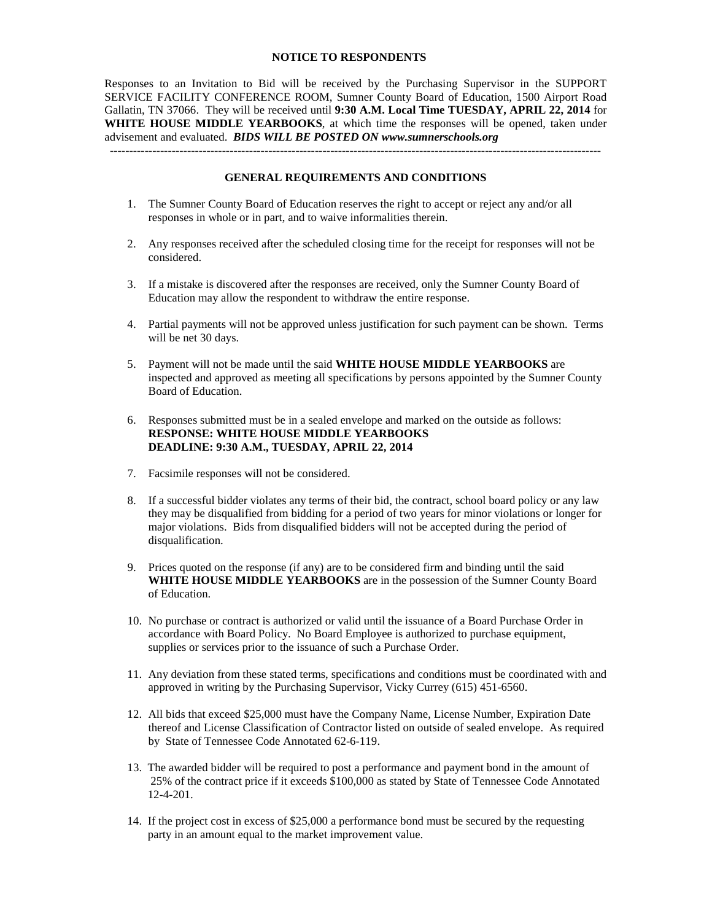**NOTICE TO RESPONDENTS**

Responses to an Invitation to Bid will be received by the Purchasing Supervisor in the SUPPORT SERVICE FACILITY CONFERENCE ROOM, Sumner County Board of Education, 1500 Airport Road Gallatin, TN 37066. They will be received until **9:30 A.M. Local Time TUESDAY, APRIL 22, 2014** for **WHITE HOUSE MIDDLE YEARBOOKS**, at which time the responses will be opened, taken under advisement and evaluated. ***BIDS WILL BE POSTED ON www.sumnerschools.org***

---

**GENERAL REQUIREMENTS AND CONDITIONS**

1. The Sumner County Board of Education reserves the right to accept or reject any and/or all responses in whole or in part, and to waive informalities therein.

2. Any responses received after the scheduled closing time for the receipt for responses will not be considered.

3. If a mistake is discovered after the responses are received, only the Sumner County Board of Education may allow the respondent to withdraw the entire response.

4. Partial payments will not be approved unless justification for such payment can be shown. Terms will be net 30 days.

5. Payment will not be made until the said **WHITE HOUSE MIDDLE YEARBOOKS** are inspected and approved as meeting all specifications by persons appointed by the Sumner County Board of Education.

6. Responses submitted must be in a sealed envelope and marked on the outside as follows:
   **RESPONSE: WHITE HOUSE MIDDLE YEARBOOKS**
   **DEADLINE: 9:30 A.M., TUESDAY, APRIL 22, 2014**

7. Facsimile responses will not be considered.

8. If a successful bidder violates any terms of their bid, the contract, school board policy or any law they may be disqualified from bidding for a period of two years for minor violations or longer for major violations. Bids from disqualified bidders will not be accepted during the period of disqualification.

9. Prices quoted on the response (if any) are to be considered firm and binding until the said **WHITE HOUSE MIDDLE YEARBOOKS** are in the possession of the Sumner County Board of Education.

10. No purchase or contract is authorized or valid until the issuance of a Board Purchase Order in accordance with Board Policy. No Board Employee is authorized to purchase equipment, supplies or services prior to the issuance of such a Purchase Order.

11. Any deviation from these stated terms, specifications and conditions must be coordinated with and approved in writing by the Purchasing Supervisor, Vicky Currey (615) 451-6560.

12. All bids that exceed $25,000 must have the Company Name, License Number, Expiration Date thereof and License Classification of Contractor listed on outside of sealed envelope. As required by State of Tennessee Code Annotated 62-6-119.

13. The awarded bidder will be required to post a performance and payment bond in the amount of 25% of the contract price if it exceeds $100,000 as stated by State of Tennessee Code Annotated 12-4-201.

14. If the project cost in excess of $25,000 a performance bond must be secured by the requesting party in an amount equal to the market improvement value.